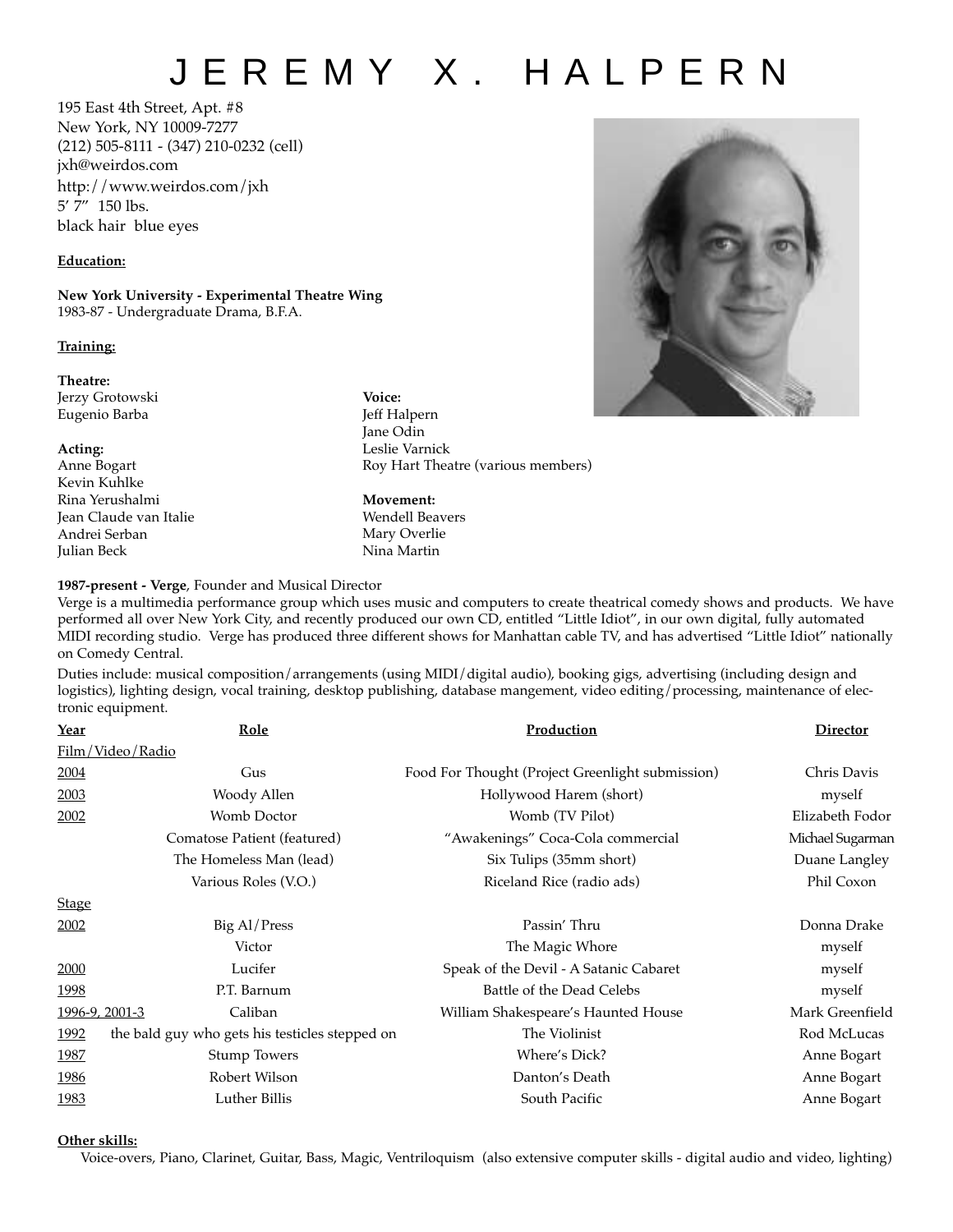# J E R E M Y X . H A L P E R N

195 East 4th Street, Apt. #8
New York, NY 10009-7277
(212) 505-8111 - (347) 210-0232 (cell)
jxh@weirdos.com
http://www.weirdos.com/jxh
5' 7" 150 lbs.
black hair blue eyes

**Education:**

**New York University - Experimental Theatre Wing**
1983-87 - Undergraduate Drama, B.F.A.

**Training:**

**Theatre:**
Jerzy Grotowski
Eugenio Barba

**Acting:**
Anne Bogart
Kevin Kuhlke
Rina Yerushalmi
Jean Claude van Italie
Andrei Serban
Julian Beck

**Voice:**
Jeff Halpern
Jane Odin
Leslie Varnick
Roy Hart Theatre (various members)

**Movement:**
Wendell Beavers
Mary Overlie
Nina Martin

**1987-present - Verge**, Founder and Musical Director
Verge is a multimedia performance group which uses music and computers to create theatrical comedy shows and products. We have performed all over New York City, and recently produced our own CD, entitled "Little Idiot", in our own digital, fully automated MIDI recording studio. Verge has produced three different shows for Manhattan cable TV, and has advertised "Little Idiot" nationally on Comedy Central.

Duties include: musical composition/arrangements (using MIDI/digital audio), booking gigs, advertising (including design and logistics), lighting design, vocal training, desktop publishing, database mangement, video editing/processing, maintenance of electronic equipment.

| Year | Role | Production | Director |
|---|---|---|---|
| Film/Video/Radio | | | |
| 2004 | Gus | Food For Thought (Project Greenlight submission) | Chris Davis |
| 2003 | Woody Allen | Hollywood Harem (short) | myself |
| 2002 | Womb Doctor | Womb (TV Pilot) | Elizabeth Fodor |
| | Comatose Patient (featured) | "Awakenings" Coca-Cola commercial | Michael Sugarman |
| | The Homeless Man (lead) | Six Tulips (35mm short) | Duane Langley |
| | Various Roles (V.O.) | Riceland Rice (radio ads) | Phil Coxon |
| Stage | | | |
| 2002 | Big Al/Press | Passin' Thru | Donna Drake |
| | Victor | The Magic Whore | myself |
| 2000 | Lucifer | Speak of the Devil - A Satanic Cabaret | myself |
| 1998 | P.T. Barnum | Battle of the Dead Celebs | myself |
| 1996-9, 2001-3 | Caliban | William Shakespeare's Haunted House | Mark Greenfield |
| 1992 | the bald guy who gets his testicles stepped on | The Violinist | Rod McLucas |
| 1987 | Stump Towers | Where's Dick? | Anne Bogart |
| 1986 | Robert Wilson | Danton's Death | Anne Bogart |
| 1983 | Luther Billis | South Pacific | Anne Bogart |

**Other skills:**
Voice-overs, Piano, Clarinet, Guitar, Bass, Magic, Ventriloquism (also extensive computer skills - digital audio and video, lighting)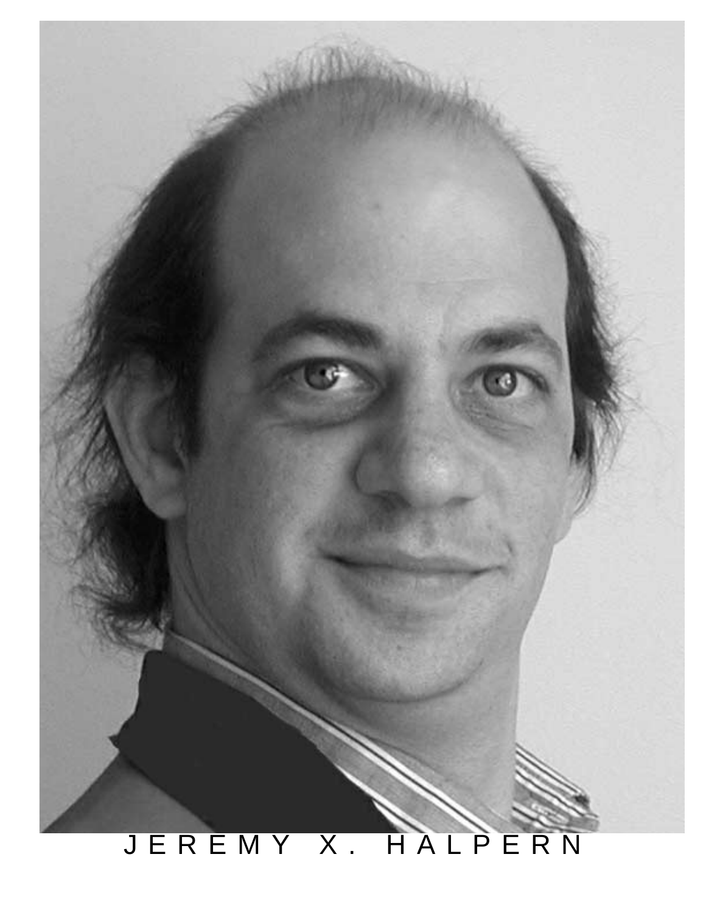JEREMY X. HALPERN